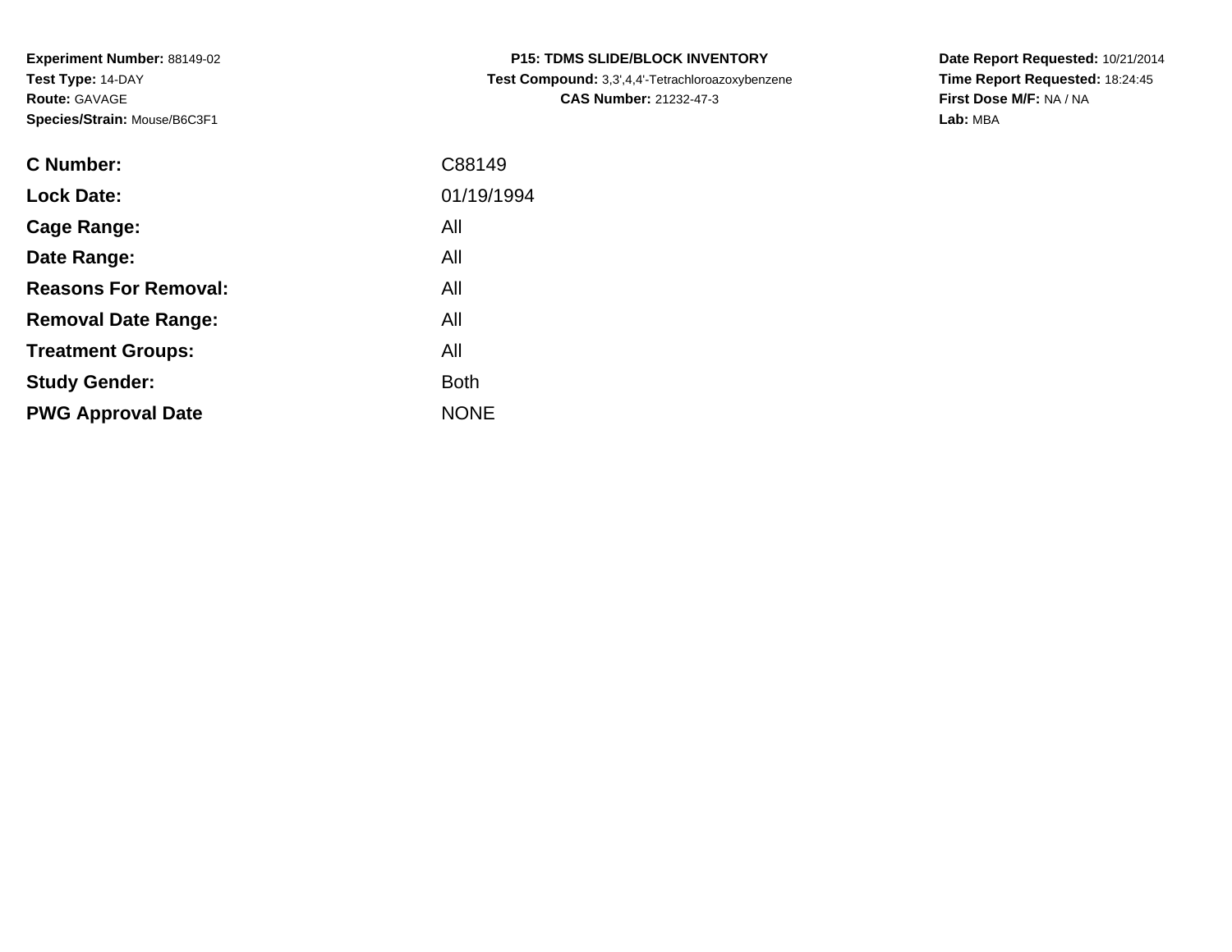**Experiment Number:** 88149-02
**Test Type:** 14-DAY
**Route:** GAVAGE
**Species/Strain:** Mouse/B6C3F1

**P15: TDMS SLIDE/BLOCK INVENTORY**
**Test Compound:** 3,3',4,4'-Tetrachloroazoxybenzene
**CAS Number:** 21232-47-3

**Date Report Requested:** 10/21/2014
**Time Report Requested:** 18:24:45
**First Dose M/F:** NA / NA
**Lab:** MBA

| | |
|---|---|
| **C Number:** | C88149 |
| **Lock Date:** | 01/19/1994 |
| **Cage Range:** | All |
| **Date Range:** | All |
| **Reasons For Removal:** | All |
| **Removal Date Range:** | All |
| **Treatment Groups:** | All |
| **Study Gender:** | Both |
| **PWG Approval Date** | NONE |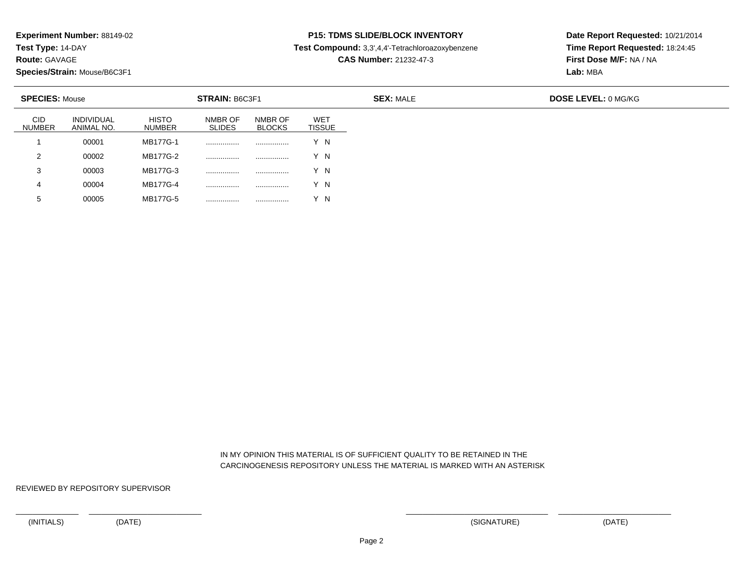**Experiment Number:** 88149-02
**Test Type:** 14-DAY
**Route:** GAVAGE
**Species/Strain:** Mouse/B6C3F1

**P15: TDMS SLIDE/BLOCK INVENTORY**
**Test Compound:** 3,3',4,4'-Tetrachloroazoxybenzene
**CAS Number:** 21232-47-3

**Date Report Requested:** 10/21/2014
**Time Report Requested:** 18:24:45
**First Dose M/F:** NA / NA
**Lab:** MBA

**SPECIES:** Mouse **STRAIN:** B6C3F1 **SEX:** MALE **DOSE LEVEL:** 0 MG/KG

| CID NUMBER | INDIVIDUAL ANIMAL NO. | HISTO NUMBER | NMBR OF SLIDES | NMBR OF BLOCKS | WET TISSUE |
|---|---|---|---|---|---|
| 1 | 00001 | MB177G-1 | ................ | ................ | Y N |
| 2 | 00002 | MB177G-2 | ................ | ................ | Y N |
| 3 | 00003 | MB177G-3 | ................ | ................ | Y N |
| 4 | 00004 | MB177G-4 | ................ | ................ | Y N |
| 5 | 00005 | MB177G-5 | ................ | ................ | Y N |

IN MY OPINION THIS MATERIAL IS OF SUFFICIENT QUALITY TO BE RETAINED IN THE CARCINOGENESIS REPOSITORY UNLESS THE MATERIAL IS MARKED WITH AN ASTERISK

REVIEWED BY REPOSITORY SUPERVISOR

(INITIALS) (DATE) (SIGNATURE) (DATE)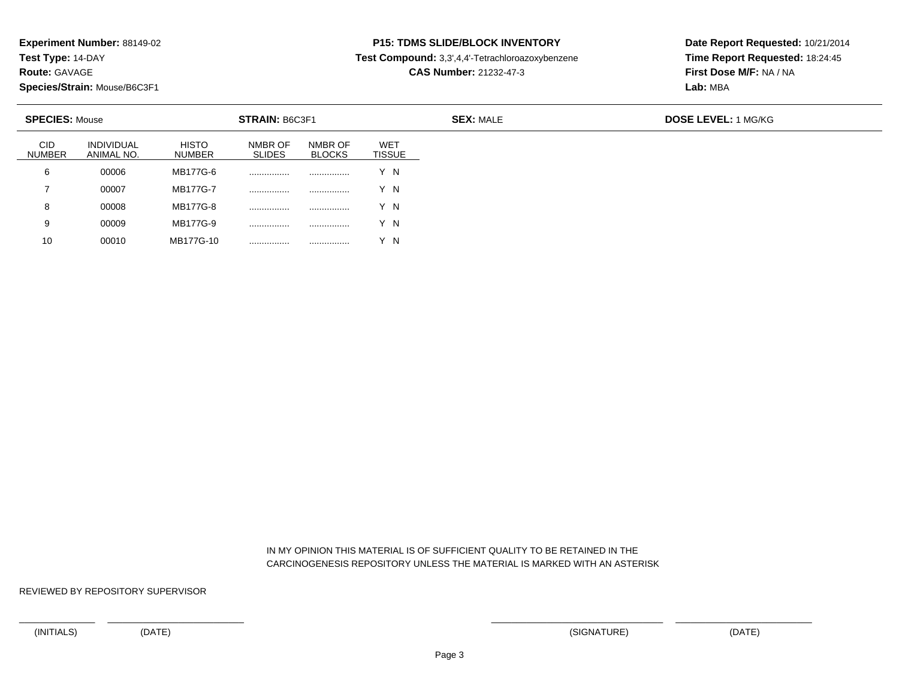**Experiment Number:** 88149-02
**Test Type:** 14-DAY
**Route:** GAVAGE
**Species/Strain:** Mouse/B6C3F1

**P15: TDMS SLIDE/BLOCK INVENTORY**
**Test Compound:** 3,3',4,4'-Tetrachloroazoxybenzene
**CAS Number:** 21232-47-3

**Date Report Requested:** 10/21/2014
**Time Report Requested:** 18:24:45
**First Dose M/F:** NA / NA
**Lab:** MBA

**SPECIES:** Mouse **STRAIN:** B6C3F1 **SEX:** MALE **DOSE LEVEL:** 1 MG/KG

| CID NUMBER | INDIVIDUAL ANIMAL NO. | HISTO NUMBER | NMBR OF SLIDES | NMBR OF BLOCKS | WET TISSUE |
|---|---|---|---|---|---|
| 6 | 00006 | MB177G-6 | ................ | ................ | Y N |
| 7 | 00007 | MB177G-7 | ................ | ................ | Y N |
| 8 | 00008 | MB177G-8 | ................ | ................ | Y N |
| 9 | 00009 | MB177G-9 | ................ | ................ | Y N |
| 10 | 00010 | MB177G-10 | ................ | ................ | Y N |

IN MY OPINION THIS MATERIAL IS OF SUFFICIENT QUALITY TO BE RETAINED IN THE CARCINOGENESIS REPOSITORY UNLESS THE MATERIAL IS MARKED WITH AN ASTERISK

REVIEWED BY REPOSITORY SUPERVISOR

(INITIALS) (DATE) (SIGNATURE) (DATE)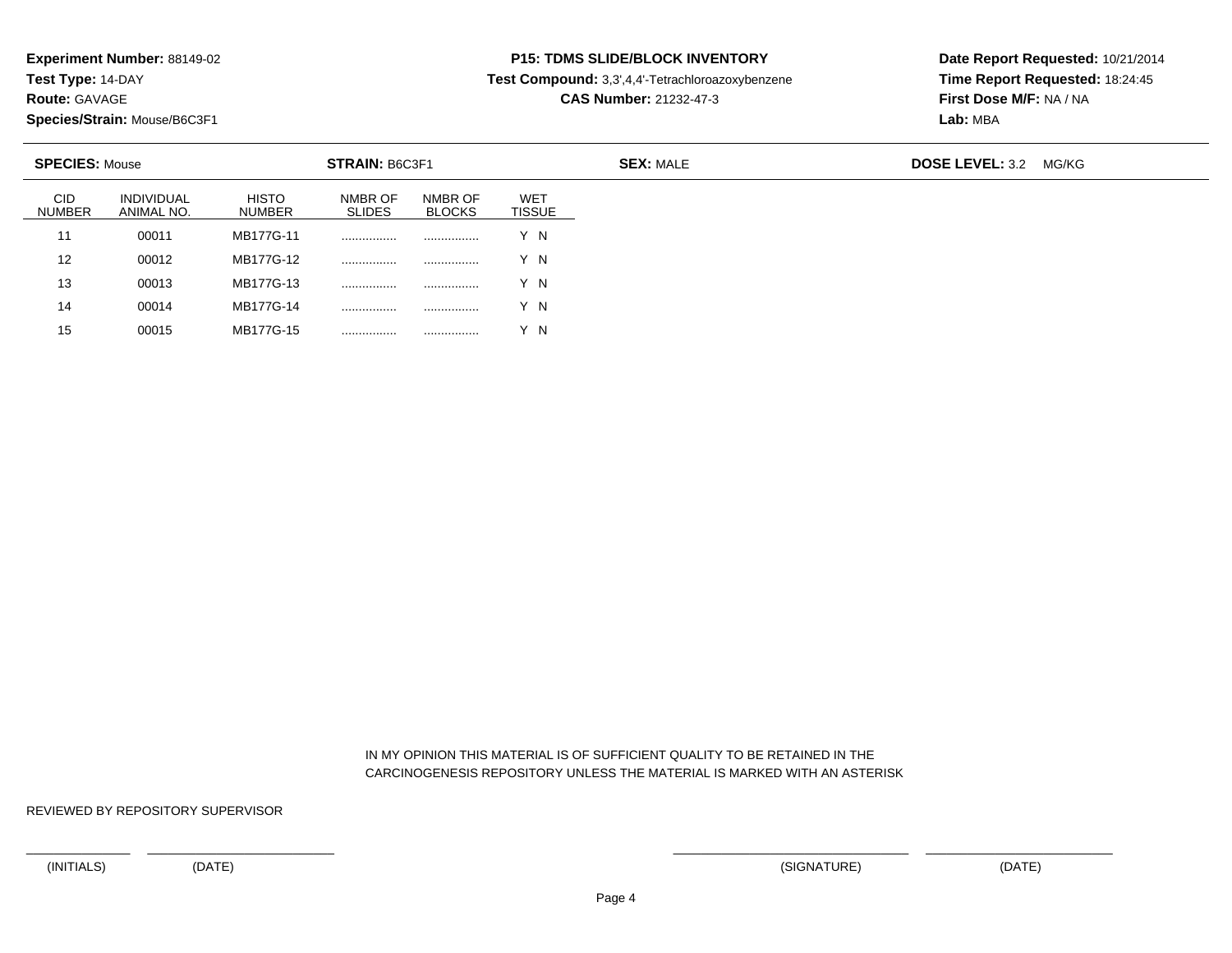**Experiment Number:** 88149-02
**Test Type:** 14-DAY
**Route:** GAVAGE
**Species/Strain:** Mouse/B6C3F1

**P15: TDMS SLIDE/BLOCK INVENTORY**
**Test Compound:** 3,3',4,4'-Tetrachloroazoxybenzene
**CAS Number:** 21232-47-3

**Date Report Requested:** 10/21/2014
**Time Report Requested:** 18:24:45
**First Dose M/F:** NA / NA
**Lab:** MBA

**SPECIES:** Mouse **STRAIN:** B6C3F1 **SEX:** MALE **DOSE LEVEL:** 3.2 MG/KG

| CID NUMBER | INDIVIDUAL ANIMAL NO. | HISTO NUMBER | NMBR OF SLIDES | NMBR OF BLOCKS | WET TISSUE |
|---|---|---|---|---|---|
| 11 | 00011 | MB177G-11 | ................ | ................ | Y N |
| 12 | 00012 | MB177G-12 | ................ | ................ | Y N |
| 13 | 00013 | MB177G-13 | ................ | ................ | Y N |
| 14 | 00014 | MB177G-14 | ................ | ................ | Y N |
| 15 | 00015 | MB177G-15 | ................ | ................ | Y N |

IN MY OPINION THIS MATERIAL IS OF SUFFICIENT QUALITY TO BE RETAINED IN THE CARCINOGENESIS REPOSITORY UNLESS THE MATERIAL IS MARKED WITH AN ASTERISK

REVIEWED BY REPOSITORY SUPERVISOR

(INITIALS) (DATE) (SIGNATURE) (DATE)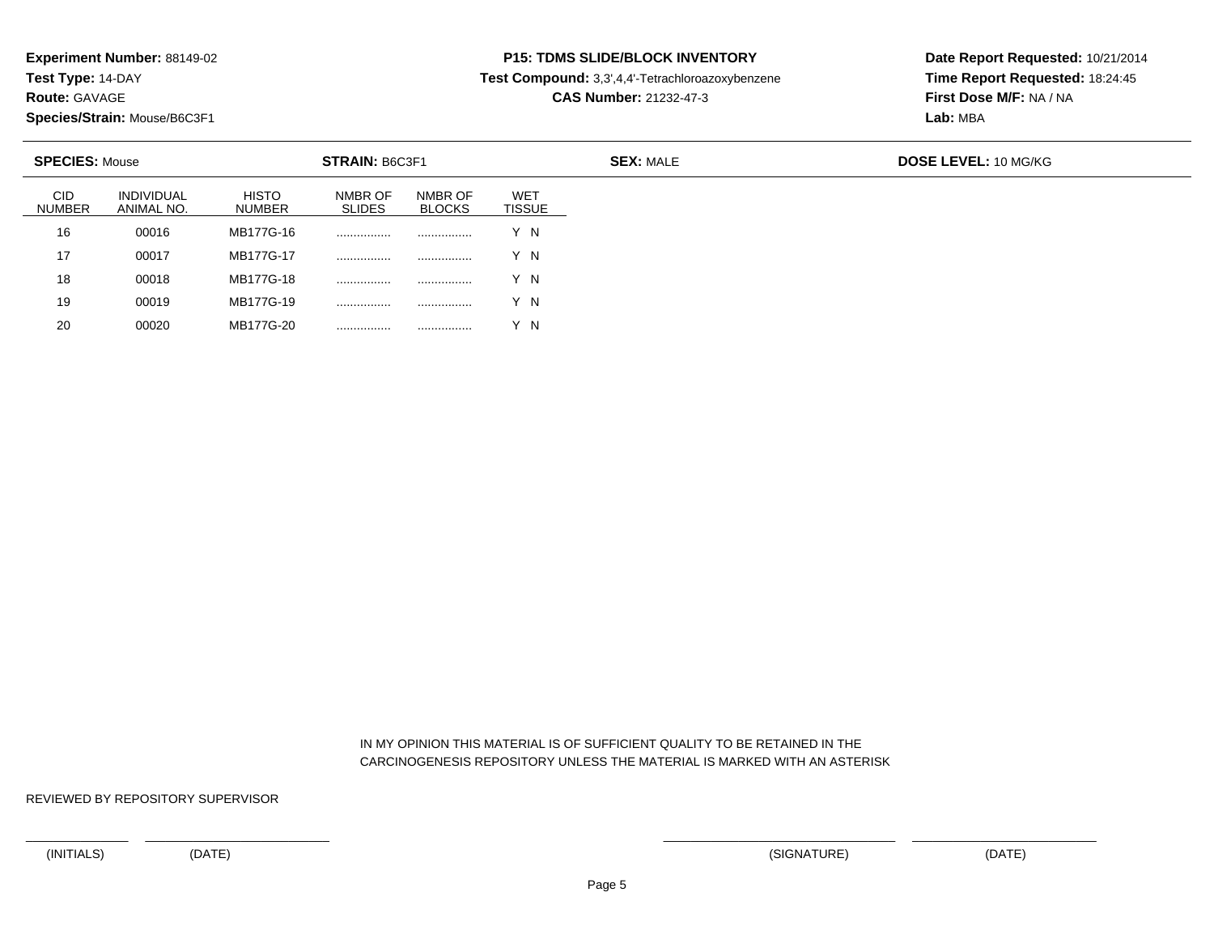**Experiment Number:** 88149-02
**Test Type:** 14-DAY
**Route:** GAVAGE
**Species/Strain:** Mouse/B6C3F1

**P15: TDMS SLIDE/BLOCK INVENTORY**
**Test Compound:** 3,3',4,4'-Tetrachloroazoxybenzene
**CAS Number:** 21232-47-3

**Date Report Requested:** 10/21/2014
**Time Report Requested:** 18:24:45
**First Dose M/F:** NA / NA
**Lab:** MBA

**SPECIES:** Mouse **STRAIN:** B6C3F1 **SEX:** MALE **DOSE LEVEL:** 10 MG/KG

| CID NUMBER | INDIVIDUAL ANIMAL NO. | HISTO NUMBER | NMBR OF SLIDES | NMBR OF BLOCKS | WET TISSUE |
|---|---|---|---|---|---|
| 16 | 00016 | MB177G-16 | ................ | ................ | Y N |
| 17 | 00017 | MB177G-17 | ................ | ................ | Y N |
| 18 | 00018 | MB177G-18 | ................ | ................ | Y N |
| 19 | 00019 | MB177G-19 | ................ | ................ | Y N |
| 20 | 00020 | MB177G-20 | ................ | ................ | Y N |

IN MY OPINION THIS MATERIAL IS OF SUFFICIENT QUALITY TO BE RETAINED IN THE CARCINOGENESIS REPOSITORY UNLESS THE MATERIAL IS MARKED WITH AN ASTERISK

REVIEWED BY REPOSITORY SUPERVISOR

(INITIALS) (DATE) (SIGNATURE) (DATE)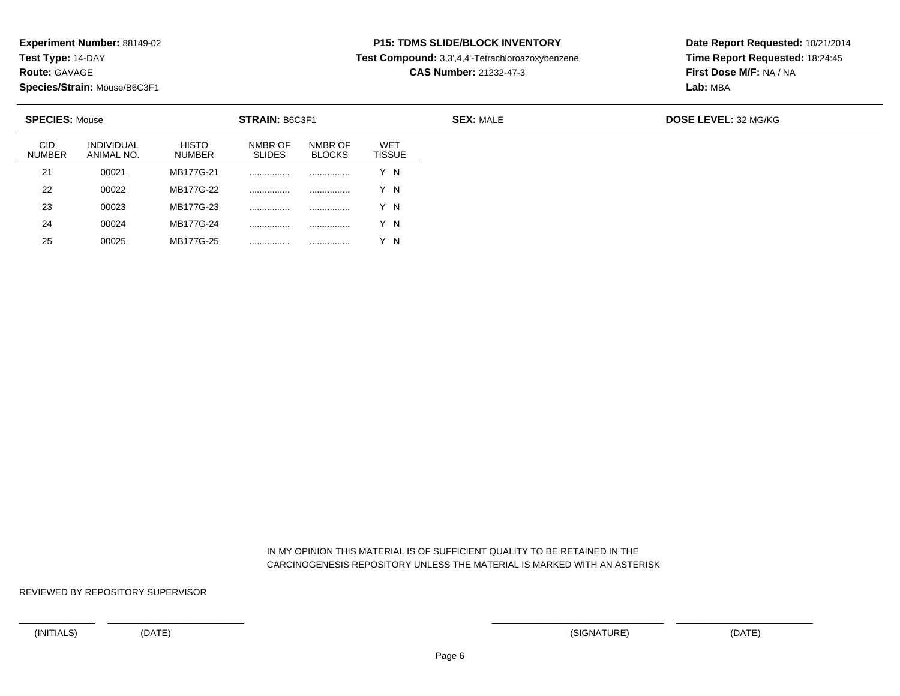**Experiment Number:** 88149-02
**Test Type:** 14-DAY
**Route:** GAVAGE
**Species/Strain:** Mouse/B6C3F1

**P15: TDMS SLIDE/BLOCK INVENTORY**
**Test Compound:** 3,3',4,4'-Tetrachloroazoxybenzene
**CAS Number:** 21232-47-3

**Date Report Requested:** 10/21/2014
**Time Report Requested:** 18:24:45
**First Dose M/F:** NA / NA
**Lab:** MBA

**SPECIES:** Mouse | **STRAIN:** B6C3F1 | **SEX:** MALE | **DOSE LEVEL:** 32 MG/KG

| CID NUMBER | INDIVIDUAL ANIMAL NO. | HISTO NUMBER | NMBR OF SLIDES | NMBR OF BLOCKS | WET TISSUE |
|---|---|---|---|---|---|
| 21 | 00021 | MB177G-21 | ................ | ................ | Y N |
| 22 | 00022 | MB177G-22 | ................ | ................ | Y N |
| 23 | 00023 | MB177G-23 | ................ | ................ | Y N |
| 24 | 00024 | MB177G-24 | ................ | ................ | Y N |
| 25 | 00025 | MB177G-25 | ................ | ................ | Y N |

IN MY OPINION THIS MATERIAL IS OF SUFFICIENT QUALITY TO BE RETAINED IN THE CARCINOGENESIS REPOSITORY UNLESS THE MATERIAL IS MARKED WITH AN ASTERISK

REVIEWED BY REPOSITORY SUPERVISOR

(INITIALS) (DATE) (SIGNATURE) (DATE)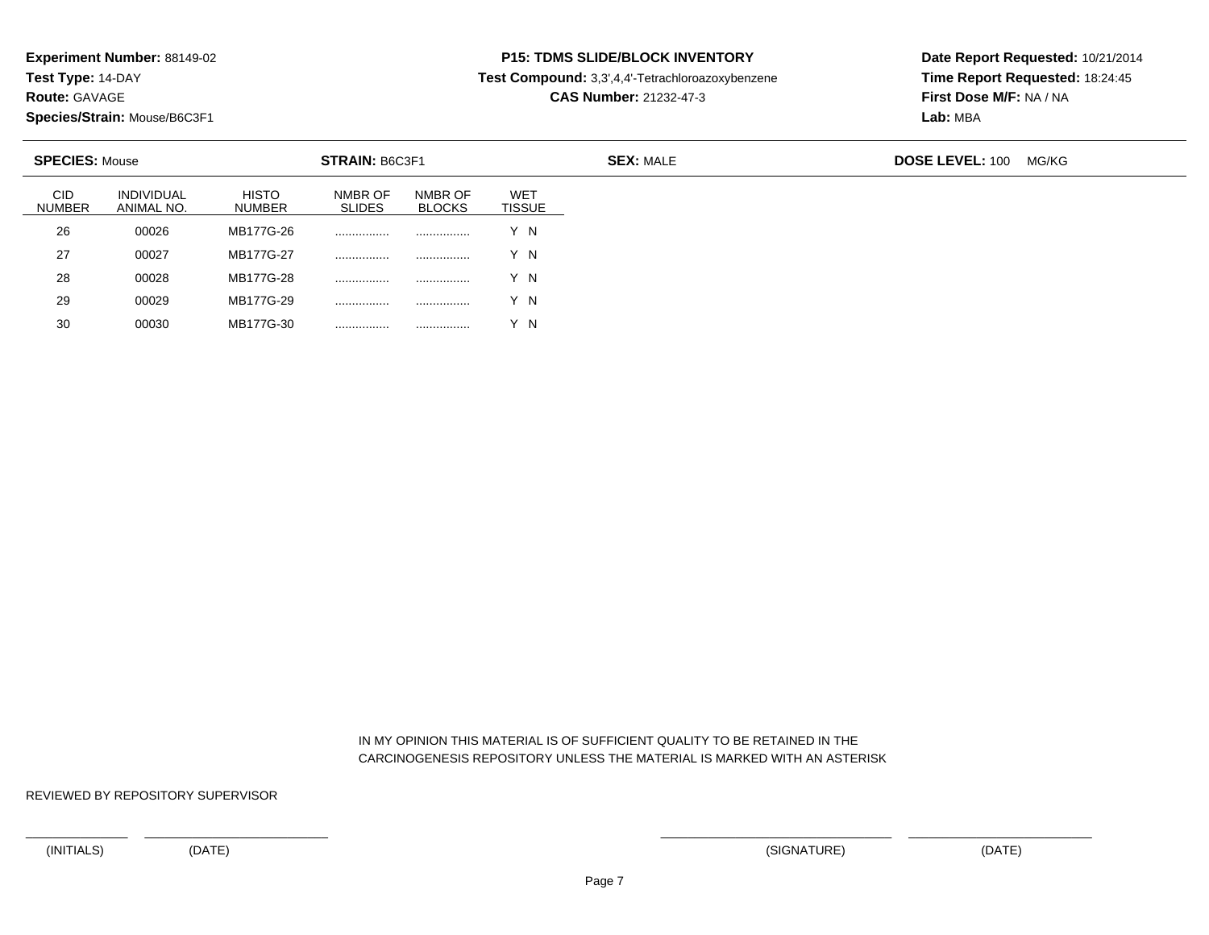**Experiment Number:** 88149-02
**Test Type:** 14-DAY
**Route:** GAVAGE
**Species/Strain:** Mouse/B6C3F1

**P15: TDMS SLIDE/BLOCK INVENTORY**
**Test Compound:** 3,3',4,4'-Tetrachloroazoxybenzene
**CAS Number:** 21232-47-3

**Date Report Requested:** 10/21/2014
**Time Report Requested:** 18:24:45
**First Dose M/F:** NA / NA
**Lab:** MBA

**SPECIES:** Mouse **STRAIN:** B6C3F1 **SEX:** MALE **DOSE LEVEL:** 100 MG/KG

| CID NUMBER | INDIVIDUAL ANIMAL NO. | HISTO NUMBER | NMBR OF SLIDES | NMBR OF BLOCKS | WET TISSUE |
|---|---|---|---|---|---|
| 26 | 00026 | MB177G-26 | ................ | ................ | Y N |
| 27 | 00027 | MB177G-27 | ................ | ................ | Y N |
| 28 | 00028 | MB177G-28 | ................ | ................ | Y N |
| 29 | 00029 | MB177G-29 | ................ | ................ | Y N |
| 30 | 00030 | MB177G-30 | ................ | ................ | Y N |

IN MY OPINION THIS MATERIAL IS OF SUFFICIENT QUALITY TO BE RETAINED IN THE CARCINOGENESIS REPOSITORY UNLESS THE MATERIAL IS MARKED WITH AN ASTERISK

REVIEWED BY REPOSITORY SUPERVISOR

_______________ (INITIALS) _______________ (DATE) _______________ (SIGNATURE) _______________ (DATE)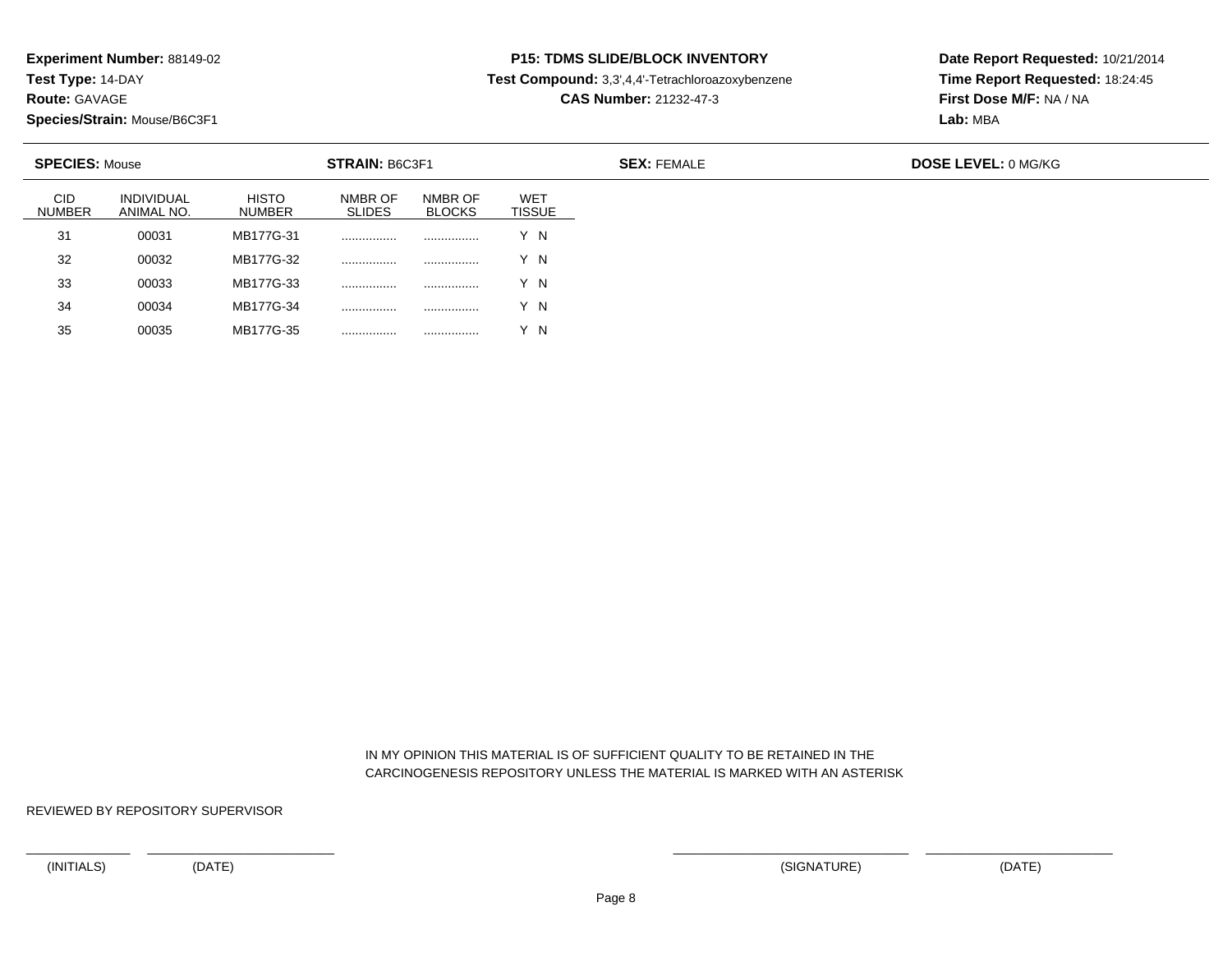**Experiment Number:** 88149-02
**Test Type:** 14-DAY
**Route:** GAVAGE
**Species/Strain:** Mouse/B6C3F1

**P15: TDMS SLIDE/BLOCK INVENTORY**
**Test Compound:** 3,3',4,4'-Tetrachloroazoxybenzene
**CAS Number:** 21232-47-3

**Date Report Requested:** 10/21/2014
**Time Report Requested:** 18:24:45
**First Dose M/F:** NA / NA
**Lab:** MBA

**SPECIES:** Mouse **STRAIN:** B6C3F1 **SEX:** FEMALE **DOSE LEVEL:** 0 MG/KG

| CID NUMBER | INDIVIDUAL ANIMAL NO. | HISTO NUMBER | NMBR OF SLIDES | NMBR OF BLOCKS | WET TISSUE |
|---|---|---|---|---|---|
| 31 | 00031 | MB177G-31 | ................ | ................ | Y N |
| 32 | 00032 | MB177G-32 | ................ | ................ | Y N |
| 33 | 00033 | MB177G-33 | ................ | ................ | Y N |
| 34 | 00034 | MB177G-34 | ................ | ................ | Y N |
| 35 | 00035 | MB177G-35 | ................ | ................ | Y N |

IN MY OPINION THIS MATERIAL IS OF SUFFICIENT QUALITY TO BE RETAINED IN THE CARCINOGENESIS REPOSITORY UNLESS THE MATERIAL IS MARKED WITH AN ASTERISK

REVIEWED BY REPOSITORY SUPERVISOR

_______________ (INITIALS) _______________ (DATE) _______________ (SIGNATURE) _______________ (DATE)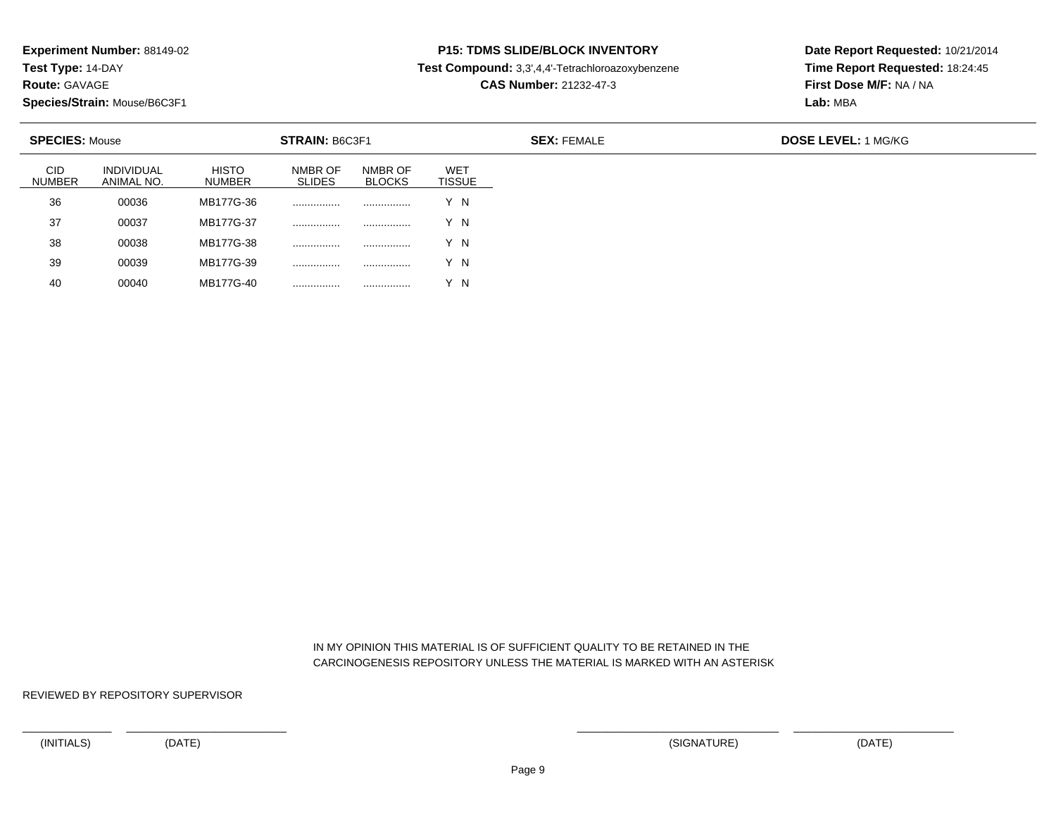**Experiment Number:** 88149-02
**Test Type:** 14-DAY
**Route:** GAVAGE
**Species/Strain:** Mouse/B6C3F1

**P15: TDMS SLIDE/BLOCK INVENTORY**
**Test Compound:** 3,3',4,4'-Tetrachloroazoxybenzene
**CAS Number:** 21232-47-3

**Date Report Requested:** 10/21/2014
**Time Report Requested:** 18:24:45
**First Dose M/F:** NA / NA
**Lab:** MBA

**SPECIES:** Mouse **STRAIN:** B6C3F1 **SEX:** FEMALE **DOSE LEVEL:** 1 MG/KG

| CID NUMBER | INDIVIDUAL ANIMAL NO. | HISTO NUMBER | NMBR OF SLIDES | NMBR OF BLOCKS | WET TISSUE |
|---|---|---|---|---|---|
| 36 | 00036 | MB177G-36 | ................ | ................ | Y N |
| 37 | 00037 | MB177G-37 | ................ | ................ | Y N |
| 38 | 00038 | MB177G-38 | ................ | ................ | Y N |
| 39 | 00039 | MB177G-39 | ................ | ................ | Y N |
| 40 | 00040 | MB177G-40 | ................ | ................ | Y N |

IN MY OPINION THIS MATERIAL IS OF SUFFICIENT QUALITY TO BE RETAINED IN THE CARCINOGENESIS REPOSITORY UNLESS THE MATERIAL IS MARKED WITH AN ASTERISK

REVIEWED BY REPOSITORY SUPERVISOR

(INITIALS) (DATE) (SIGNATURE) (DATE)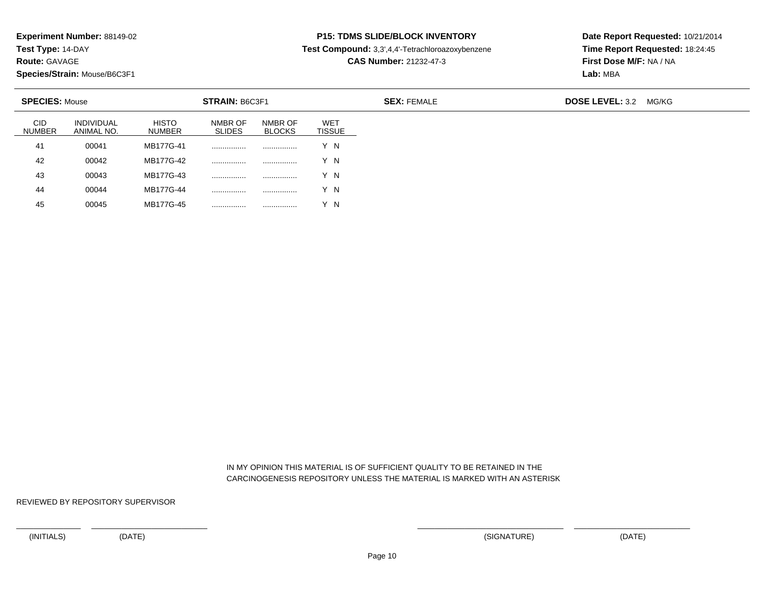**Experiment Number:** 88149-02
**Test Type:** 14-DAY
**Route:** GAVAGE
**Species/Strain:** Mouse/B6C3F1

**P15: TDMS SLIDE/BLOCK INVENTORY**
**Test Compound:** 3,3',4,4'-Tetrachloroazoxybenzene
**CAS Number:** 21232-47-3

**Date Report Requested:** 10/21/2014
**Time Report Requested:** 18:24:45
**First Dose M/F:** NA / NA
**Lab:** MBA

**SPECIES:** Mouse **STRAIN:** B6C3F1 **SEX:** FEMALE **DOSE LEVEL:** 3.2 MG/KG

| CID NUMBER | INDIVIDUAL ANIMAL NO. | HISTO NUMBER | NMBR OF SLIDES | NMBR OF BLOCKS | WET TISSUE |
|---|---|---|---|---|---|
| 41 | 00041 | MB177G-41 | ................ | ................ | Y N |
| 42 | 00042 | MB177G-42 | ................ | ................ | Y N |
| 43 | 00043 | MB177G-43 | ................ | ................ | Y N |
| 44 | 00044 | MB177G-44 | ................ | ................ | Y N |
| 45 | 00045 | MB177G-45 | ................ | ................ | Y N |

IN MY OPINION THIS MATERIAL IS OF SUFFICIENT QUALITY TO BE RETAINED IN THE CARCINOGENESIS REPOSITORY UNLESS THE MATERIAL IS MARKED WITH AN ASTERISK

REVIEWED BY REPOSITORY SUPERVISOR

(INITIALS) (DATE) (SIGNATURE) (DATE)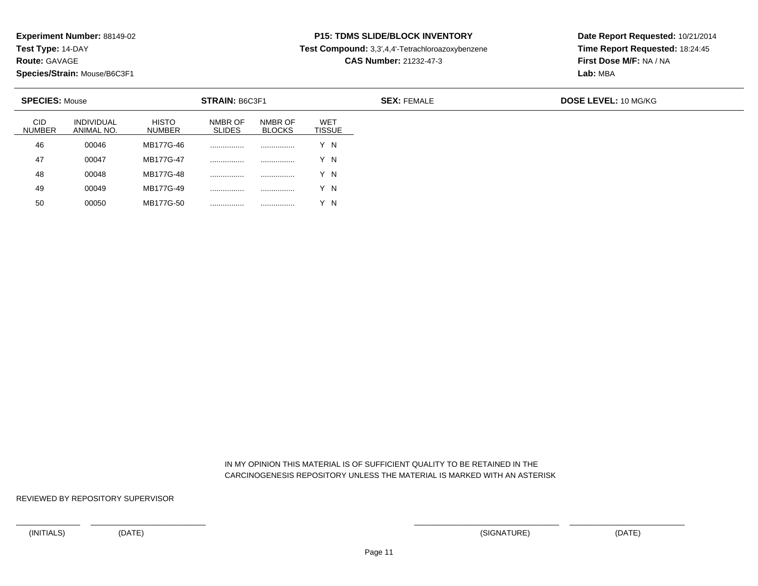**Experiment Number:** 88149-02
**Test Type:** 14-DAY
**Route:** GAVAGE
**Species/Strain:** Mouse/B6C3F1

**P15: TDMS SLIDE/BLOCK INVENTORY**
**Test Compound:** 3,3',4,4'-Tetrachloroazoxybenzene
**CAS Number:** 21232-47-3

**Date Report Requested:** 10/21/2014
**Time Report Requested:** 18:24:45
**First Dose M/F:** NA / NA
**Lab:** MBA

**SPECIES:** Mouse **STRAIN:** B6C3F1 **SEX:** FEMALE **DOSE LEVEL:** 10 MG/KG

| CID NUMBER | INDIVIDUAL ANIMAL NO. | HISTO NUMBER | NMBR OF SLIDES | NMBR OF BLOCKS | WET TISSUE |
|---|---|---|---|---|---|
| 46 | 00046 | MB177G-46 | ................ | ................ | Y N |
| 47 | 00047 | MB177G-47 | ................ | ................ | Y N |
| 48 | 00048 | MB177G-48 | ................ | ................ | Y N |
| 49 | 00049 | MB177G-49 | ................ | ................ | Y N |
| 50 | 00050 | MB177G-50 | ................ | ................ | Y N |

IN MY OPINION THIS MATERIAL IS OF SUFFICIENT QUALITY TO BE RETAINED IN THE CARCINOGENESIS REPOSITORY UNLESS THE MATERIAL IS MARKED WITH AN ASTERISK

REVIEWED BY REPOSITORY SUPERVISOR

______________ ________________________ ______________________________ ________________________

(INITIALS) (DATE) (SIGNATURE) (DATE)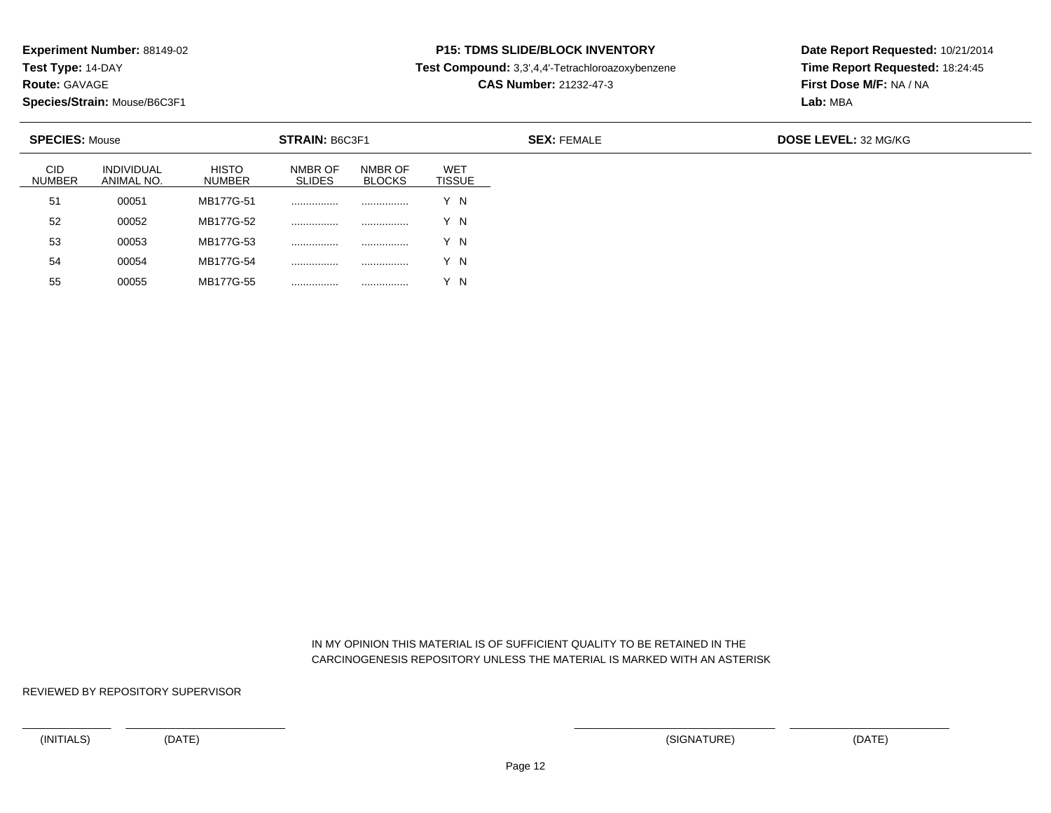**Experiment Number:** 88149-02
**Test Type:** 14-DAY
**Route:** GAVAGE
**Species/Strain:** Mouse/B6C3F1

**P15: TDMS SLIDE/BLOCK INVENTORY**
**Test Compound:** 3,3',4,4'-Tetrachloroazoxybenzene
**CAS Number:** 21232-47-3

**Date Report Requested:** 10/21/2014
**Time Report Requested:** 18:24:45
**First Dose M/F:** NA / NA
**Lab:** MBA

**SPECIES:** Mouse **STRAIN:** B6C3F1 **SEX:** FEMALE **DOSE LEVEL:** 32 MG/KG

| CID NUMBER | INDIVIDUAL ANIMAL NO. | HISTO NUMBER | NMBR OF SLIDES | NMBR OF BLOCKS | WET TISSUE |
|---|---|---|---|---|---|
| 51 | 00051 | MB177G-51 | ................ | ................ | Y N |
| 52 | 00052 | MB177G-52 | ................ | ................ | Y N |
| 53 | 00053 | MB177G-53 | ................ | ................ | Y N |
| 54 | 00054 | MB177G-54 | ................ | ................ | Y N |
| 55 | 00055 | MB177G-55 | ................ | ................ | Y N |

IN MY OPINION THIS MATERIAL IS OF SUFFICIENT QUALITY TO BE RETAINED IN THE CARCINOGENESIS REPOSITORY UNLESS THE MATERIAL IS MARKED WITH AN ASTERISK

REVIEWED BY REPOSITORY SUPERVISOR

(INITIALS) (DATE) (SIGNATURE) (DATE)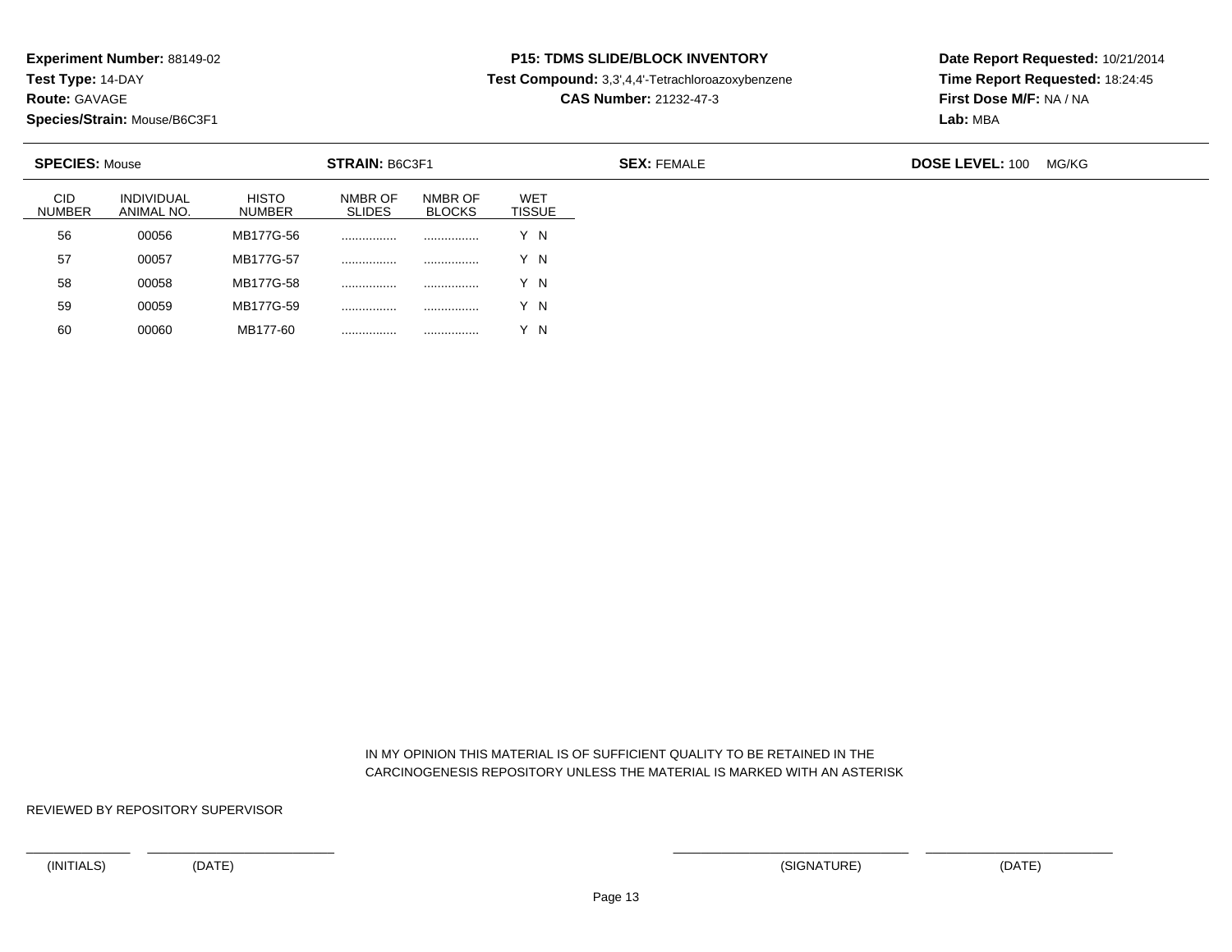**Experiment Number:** 88149-02
**Test Type:** 14-DAY
**Route:** GAVAGE
**Species/Strain:** Mouse/B6C3F1

**P15: TDMS SLIDE/BLOCK INVENTORY**
**Test Compound:** 3,3',4,4'-Tetrachloroazoxybenzene
**CAS Number:** 21232-47-3

**Date Report Requested:** 10/21/2014
**Time Report Requested:** 18:24:45
**First Dose M/F:** NA / NA
**Lab:** MBA

**SPECIES:** Mouse **STRAIN:** B6C3F1 **SEX:** FEMALE **DOSE LEVEL:** 100 MG/KG

| CID NUMBER | INDIVIDUAL ANIMAL NO. | HISTO NUMBER | NMBR OF SLIDES | NMBR OF BLOCKS | WET TISSUE |
|---|---|---|---|---|---|
| 56 | 00056 | MB177G-56 | ................ | ................ | Y N |
| 57 | 00057 | MB177G-57 | ................ | ................ | Y N |
| 58 | 00058 | MB177G-58 | ................ | ................ | Y N |
| 59 | 00059 | MB177G-59 | ................ | ................ | Y N |
| 60 | 00060 | MB177-60 | ................ | ................ | Y N |

IN MY OPINION THIS MATERIAL IS OF SUFFICIENT QUALITY TO BE RETAINED IN THE CARCINOGENESIS REPOSITORY UNLESS THE MATERIAL IS MARKED WITH AN ASTERISK

REVIEWED BY REPOSITORY SUPERVISOR

(INITIALS) (DATE) (SIGNATURE) (DATE)